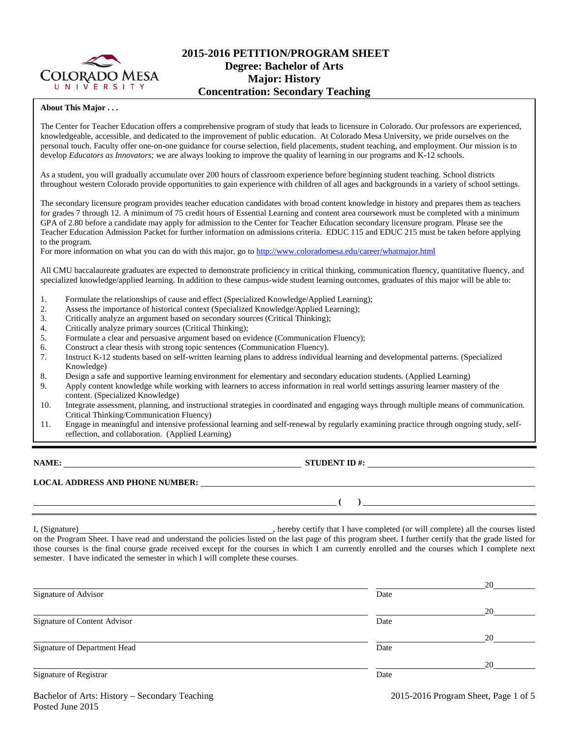# 2015-2016 PETITION/PROGRAM SHEET
## Degree: Bachelor of Arts
## Major: History
## Concentration: Secondary Teaching

**About This Major . . .**

The Center for Teacher Education offers a comprehensive program of study that leads to licensure in Colorado. Our professors are experienced, knowledgeable, accessible, and dedicated to the improvement of public education. At Colorado Mesa University, we pride ourselves on the personal touch. Faculty offer one-on-one guidance for course selection, field placements, student teaching, and employment. Our mission is to develop *Educators as Innovators;* we are always looking to improve the quality of learning in our programs and K-12 schools.

As a student, you will gradually accumulate over 200 hours of classroom experience before beginning student teaching. School districts throughout western Colorado provide opportunities to gain experience with children of all ages and backgrounds in a variety of school settings.

The secondary licensure program provides teacher education candidates with broad content knowledge in history and prepares them as teachers for grades 7 through 12. A minimum of 75 credit hours of Essential Learning and content area coursework must be completed with a minimum GPA of 2.80 before a candidate may apply for admission to the Center for Teacher Education secondary licensure program. Please see the Teacher Education Admission Packet for further information on admissions criteria. EDUC 115 and EDUC 215 must be taken before applying to the program.
For more information on what you can do with this major, go to http://www.coloradomesa.edu/career/whatmajor.html

All CMU baccalaureate graduates are expected to demonstrate proficiency in critical thinking, communication fluency, quantitative fluency, and specialized knowledge/applied learning. In addition to these campus-wide student learning outcomes, graduates of this major will be able to:

1. Formulate the relationships of cause and effect (Specialized Knowledge/Applied Learning);
2. Assess the importance of historical context (Specialized Knowledge/Applied Learning);
3. Critically analyze an argument based on secondary sources (Critical Thinking);
4. Critically analyze primary sources (Critical Thinking);
5. Formulate a clear and persuasive argument based on evidence (Communication Fluency);
6. Construct a clear thesis with strong topic sentences (Communication Fluency).
7. Instruct K-12 students based on self-written learning plans to address individual learning and developmental patterns. (Specialized Knowledge)
8. Design a safe and supportive learning environment for elementary and secondary education students. (Applied Learning)
9. Apply content knowledge while working with learners to access information in real world settings assuring learner mastery of the content. (Specialized Knowledge)
10. Integrate assessment, planning, and instructional strategies in coordinated and engaging ways through multiple means of communication. Critical Thinking/Communication Fluency)
11. Engage in meaningful and intensive professional learning and self-renewal by regularly examining practice through ongoing study, self-reflection, and collaboration. (Applied Learning)

**NAME:** ______________________________ **STUDENT ID #:** ______________________________

**LOCAL ADDRESS AND PHONE NUMBER:** ______________________________

______________________________ **( )** ______________________________

I, (Signature)______________________________, hereby certify that I have completed (or will complete) all the courses listed on the Program Sheet. I have read and understand the policies listed on the last page of this program sheet. I further certify that the grade listed for those courses is the final course grade received except for the courses in which I am currently enrolled and the courses which I complete next semester. I have indicated the semester in which I will complete these courses.

______________________________ Signature of Advisor — Date ______________ 20____

______________________________ Signature of Content Advisor — Date ______________ 20____

______________________________ Signature of Department Head — Date ______________ 20____

______________________________ Signature of Registrar — Date ______________ 20____

Bachelor of Arts: History – Secondary Teaching
Posted June 2015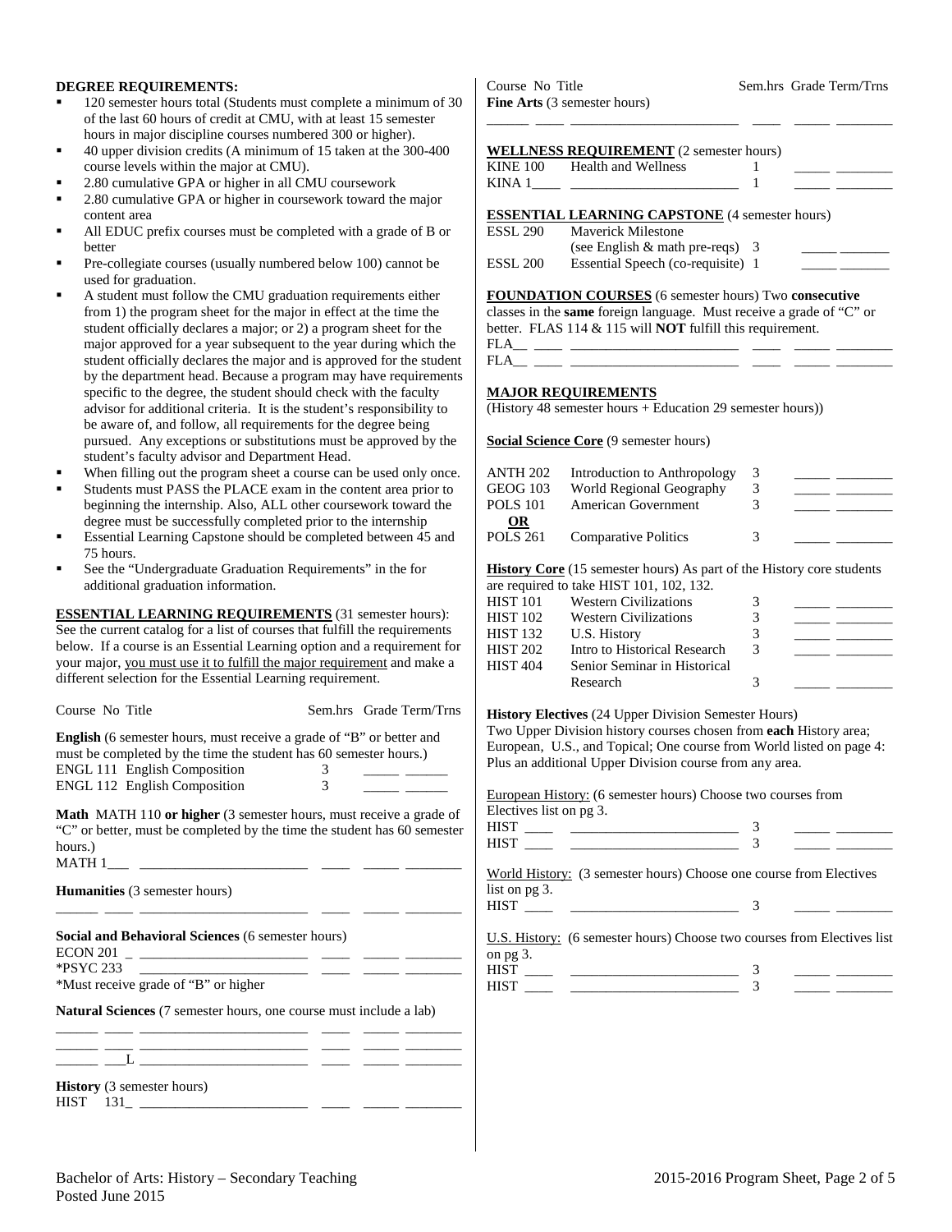**DEGREE REQUIREMENTS:**

- 120 semester hours total (Students must complete a minimum of 30 of the last 60 hours of credit at CMU, with at least 15 semester hours in major discipline courses numbered 300 or higher).
- 40 upper division credits (A minimum of 15 taken at the 300-400 course levels within the major at CMU).
- 2.80 cumulative GPA or higher in all CMU coursework
- 2.80 cumulative GPA or higher in coursework toward the major content area
- All EDUC prefix courses must be completed with a grade of B or better
- Pre-collegiate courses (usually numbered below 100) cannot be used for graduation.
- A student must follow the CMU graduation requirements either from 1) the program sheet for the major in effect at the time the student officially declares a major; or 2) a program sheet for the major approved for a year subsequent to the year during which the student officially declares the major and is approved for the student by the department head. Because a program may have requirements specific to the degree, the student should check with the faculty advisor for additional criteria. It is the student's responsibility to be aware of, and follow, all requirements for the degree being pursued. Any exceptions or substitutions must be approved by the student's faculty advisor and Department Head.
- When filling out the program sheet a course can be used only once.
- Students must PASS the PLACE exam in the content area prior to beginning the internship. Also, ALL other coursework toward the degree must be successfully completed prior to the internship
- Essential Learning Capstone should be completed between 45 and 75 hours.
- See the "Undergraduate Graduation Requirements" in the for additional graduation information.

**ESSENTIAL LEARNING REQUIREMENTS** (31 semester hours): See the current catalog for a list of courses that fulfill the requirements below. If a course is an Essential Learning option and a requirement for your major, you must use it to fulfill the major requirement and make a different selection for the Essential Learning requirement.

Course No Title — Sem.hrs — Grade — Term/Trns

**English** (6 semester hours, must receive a grade of "B" or better and must be completed by the time the student has 60 semester hours.)

| Course | Title | Sem.hrs | Grade | Term/Trns |
|---|---|---|---|---|
| ENGL 111 | English Composition | 3 | _____ | ______ |
| ENGL 112 | English Composition | 3 | _____ | ______ |

**Math** MATH 110 **or higher** (3 semester hours, must receive a grade of "C" or better, must be completed by the time the student has 60 semester hours.)

MATH 1___ ________________________ ____ _____ ________

**Humanities** (3 semester hours)

______ ____ ________________________ ____ _____ ________

**Social and Behavioral Sciences** (6 semester hours)

ECON 201 _ ________________________ ____ _____ ________
*PSYC 233 ________________________ ____ _____ ________

*Must receive grade of "B" or higher

**Natural Sciences** (7 semester hours, one course must include a lab)

______ ____ ________________________ ____ _____ ________
______ ____ ________________________ ____ _____ ________
______ ___L ________________________ ____ _____ ________

**History** (3 semester hours)

HIST 131_ ________________________ ____ _____ ________

Course No Title — Sem.hrs — Grade — Term/Trns

**Fine Arts** (3 semester hours)

______ ____ ________________________ ____ _____ ________

**WELLNESS REQUIREMENT** (2 semester hours)

| Course | Title | Sem.hrs | Grade | Term/Trns |
|---|---|---|---|---|
| KINE 100 | Health and Wellness | 1 | _____ | ________ |
| KINA 1____ | ________________________ | 1 | _____ | ________ |

**ESSENTIAL LEARNING CAPSTONE** (4 semester hours)

| Course | Title | Sem.hrs | Grade | Term/Trns |
|---|---|---|---|---|
| ESSL 290 | Maverick Milestone (see English & math pre-reqs) | 3 | _____ | _______ |
| ESSL 200 | Essential Speech (co-requisite) | 1 | _____ | _______ |

**FOUNDATION COURSES** (6 semester hours) Two **consecutive** classes in the **same** foreign language. Must receive a grade of "C" or better. FLAS 114 & 115 will **NOT** fulfill this requirement.

FLA__ ____ ________________________ ____ _____ ________
FLA__ ____ ________________________ ____ _____ ________

**MAJOR REQUIREMENTS**

(History 48 semester hours + Education 29 semester hours))

**Social Science Core** (9 semester hours)

| Course | Title | Sem.hrs | Grade | Term/Trns |
|---|---|---|---|---|
| ANTH 202 | Introduction to Anthropology | 3 | _____ | ________ |
| GEOG 103 | World Regional Geography | 3 | _____ | ________ |
| POLS 101 | American Government | 3 | _____ | ________ |
| **OR** | | | | |
| POLS 261 | Comparative Politics | 3 | _____ | ________ |

**History Core** (15 semester hours) As part of the History core students are required to take HIST 101, 102, 132.

| Course | Title | Sem.hrs | Grade | Term/Trns |
|---|---|---|---|---|
| HIST 101 | Western Civilizations | 3 | _____ | ________ |
| HIST 102 | Western Civilizations | 3 | _____ | ________ |
| HIST 132 | U.S. History | 3 | _____ | ________ |
| HIST 202 | Intro to Historical Research | 3 | _____ | ________ |
| HIST 404 | Senior Seminar in Historical Research | 3 | _____ | ________ |

**History Electives** (24 Upper Division Semester Hours)

Two Upper Division history courses chosen from **each** History area; European, U.S., and Topical; One course from World listed on page 4: Plus an additional Upper Division course from any area.

European History: (6 semester hours) Choose two courses from Electives list on pg 3.

HIST ____ ________________________ 3 _____ ________
HIST ____ ________________________ 3 _____ ________

World History: (3 semester hours) Choose one course from Electives list on pg 3.

HIST ____ ________________________ 3 _____ ________

U.S. History: (6 semester hours) Choose two courses from Electives list on pg 3.

HIST ____ ________________________ 3 _____ ________
HIST ____ ________________________ 3 _____ ________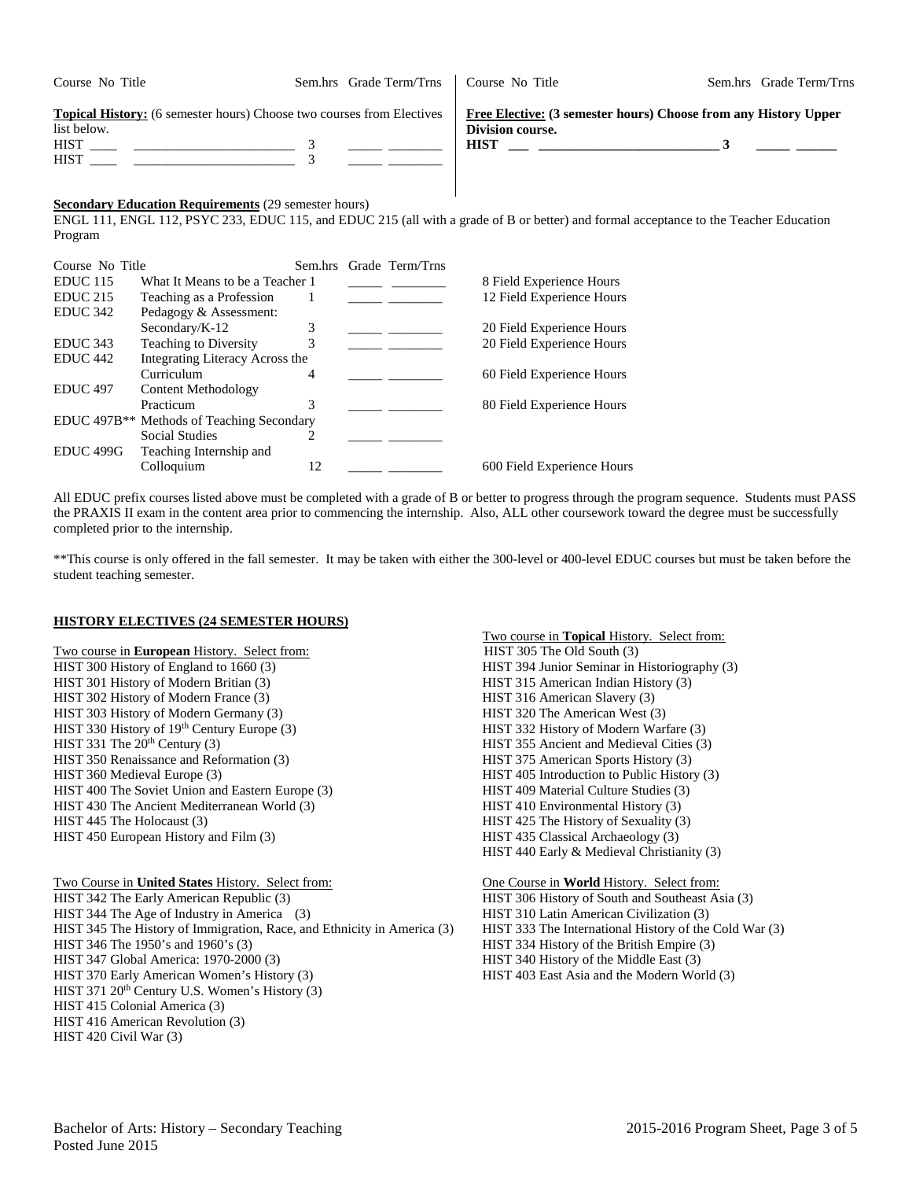| Course No | Title | Sem.hrs | Grade | Term/Trns |
|---|---|---|---|---|
| **Topical History:** (6 semester hours) Choose two courses from Electives list below. | | | | |
| HIST ____ | ________________________ | 3 | _____ | ________ |
| HIST ____ | ________________________ | 3 | _____ | ________ |

| Course No | Title | Sem.hrs | Grade | Term/Trns |
|---|---|---|---|---|
| **Free Elective: (3 semester hours) Choose from any History Upper Division course.** | | | | |
| **HIST ___** | **___________________________** | **3** | **_____** | **______** |

**Secondary Education Requirements** (29 semester hours)

ENGL 111, ENGL 112, PSYC 233, EDUC 115, and EDUC 215 (all with a grade of B or better) and formal acceptance to the Teacher Education Program

| Course No | Title | Sem.hrs | Grade | Term/Trns | |
|---|---|---|---|---|---|
| EDUC 115 | What It Means to be a Teacher | 1 | _____ | ________ | 8 Field Experience Hours |
| EDUC 215 | Teaching as a Profession | 1 | _____ | ________ | 12 Field Experience Hours |
| EDUC 342 | Pedagogy & Assessment: Secondary/K-12 | 3 | _____ | ________ | 20 Field Experience Hours |
| EDUC 343 | Teaching to Diversity | 3 | _____ | ________ | 20 Field Experience Hours |
| EDUC 442 | Integrating Literacy Across the Curriculum | 4 | _____ | ________ | 60 Field Experience Hours |
| EDUC 497 | Content Methodology Practicum | 3 | _____ | ________ | 80 Field Experience Hours |
| EDUC 497B** | Methods of Teaching Secondary Social Studies | 2 | _____ | ________ | |
| EDUC 499G | Teaching Internship and Colloquium | 12 | _____ | ________ | 600 Field Experience Hours |

All EDUC prefix courses listed above must be completed with a grade of B or better to progress through the program sequence. Students must PASS the PRAXIS II exam in the content area prior to commencing the internship. Also, ALL other coursework toward the degree must be successfully completed prior to the internship.

**This course is only offered in the fall semester. It may be taken with either the 300-level or 400-level EDUC courses but must be taken before the student teaching semester.

## HISTORY ELECTIVES (24 SEMESTER HOURS)

Two course in **European** History. Select from:
HIST 300 History of England to 1660 (3)
HIST 301 History of Modern Britian (3)
HIST 302 History of Modern France (3)
HIST 303 History of Modern Germany (3)
HIST 330 History of 19th Century Europe (3)
HIST 331 The 20th Century (3)
HIST 350 Renaissance and Reformation (3)
HIST 360 Medieval Europe (3)
HIST 400 The Soviet Union and Eastern Europe (3)
HIST 430 The Ancient Mediterranean World (3)
HIST 445 The Holocaust (3)
HIST 450 European History and Film (3)

Two Course in **United States** History. Select from:
HIST 342 The Early American Republic (3)
HIST 344 The Age of Industry in America (3)
HIST 345 The History of Immigration, Race, and Ethnicity in America (3)
HIST 346 The 1950's and 1960's (3)
HIST 347 Global America: 1970-2000 (3)
HIST 370 Early American Women's History (3)
HIST 371 20th Century U.S. Women's History (3)
HIST 415 Colonial America (3)
HIST 416 American Revolution (3)
HIST 420 Civil War (3)

Two course in **Topical** History. Select from:
HIST 305 The Old South (3)
HIST 394 Junior Seminar in Historiography (3)
HIST 315 American Indian History (3)
HIST 316 American Slavery (3)
HIST 320 The American West (3)
HIST 332 History of Modern Warfare (3)
HIST 355 Ancient and Medieval Cities (3)
HIST 375 American Sports History (3)
HIST 405 Introduction to Public History (3)
HIST 409 Material Culture Studies (3)
HIST 410 Environmental History (3)
HIST 425 The History of Sexuality (3)
HIST 435 Classical Archaeology (3)
HIST 440 Early & Medieval Christianity (3)

One Course in **World** History. Select from:
HIST 306 History of South and Southeast Asia (3)
HIST 310 Latin American Civilization (3)
HIST 333 The International History of the Cold War (3)
HIST 334 History of the British Empire (3)
HIST 340 History of the Middle East (3)
HIST 403 East Asia and the Modern World (3)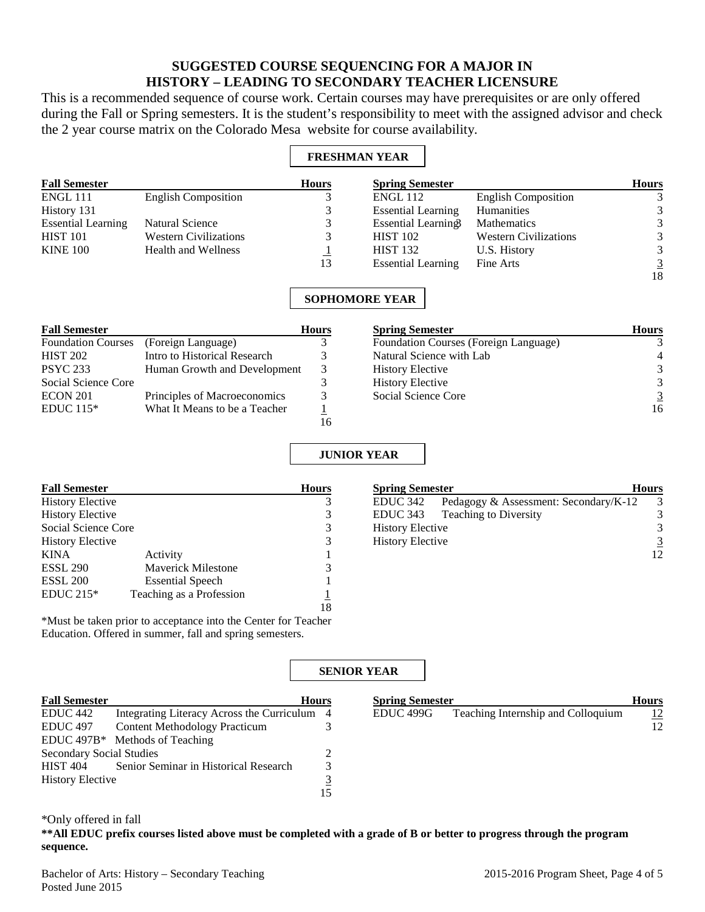# SUGGESTED COURSE SEQUENCING FOR A MAJOR IN HISTORY – LEADING TO SECONDARY TEACHER LICENSURE

This is a recommended sequence of course work. Certain courses may have prerequisites or are only offered during the Fall or Spring semesters. It is the student's responsibility to meet with the assigned advisor and check the 2 year course matrix on the Colorado Mesa website for course availability.

## FRESHMAN YEAR

| Fall Semester | | Hours |
|---|---|---|
| ENGL 111 | English Composition | 3 |
| History 131 | | 3 |
| Essential Learning | Natural Science | 3 |
| HIST 101 | Western Civilizations | 3 |
| KINE 100 | Health and Wellness | 1 |
| | | 13 |

| Spring Semester | | Hours |
|---|---|---|
| ENGL 112 | English Composition | 3 |
| Essential Learning | Humanities | 3 |
| Essential Learning3 | Mathematics | 3 |
| HIST 102 | Western Civilizations | 3 |
| HIST 132 | U.S. History | 3 |
| Essential Learning | Fine Arts | 3 |
| | | 18 |

## SOPHOMORE YEAR

| Fall Semester | | Hours |
|---|---|---|
| Foundation Courses | (Foreign Language) | 3 |
| HIST 202 | Intro to Historical Research | 3 |
| PSYC 233 | Human Growth and Development | 3 |
| Social Science Core | | 3 |
| ECON 201 | Principles of Macroeconomics | 3 |
| EDUC 115* | What It Means to be a Teacher | 1 |
| | | 16 |

| Spring Semester | Hours |
|---|---|
| Foundation Courses (Foreign Language) | 3 |
| Natural Science with Lab | 4 |
| History Elective | 3 |
| History Elective | 3 |
| Social Science Core | 3 |
| | 16 |

## JUNIOR YEAR

| Fall Semester | | Hours |
|---|---|---|
| History Elective | | 3 |
| History Elective | | 3 |
| Social Science Core | | 3 |
| History Elective | | 3 |
| KINA | Activity | 1 |
| ESSL 290 | Maverick Milestone | 3 |
| ESSL 200 | Essential Speech | 1 |
| EDUC 215* | Teaching as a Profession | 1 |
| | | 18 |

*Must be taken prior to acceptance into the Center for Teacher Education. Offered in summer, fall and spring semesters.

| Spring Semester | | Hours |
|---|---|---|
| EDUC 342 | Pedagogy & Assessment: Secondary/K-12 | 3 |
| EDUC 343 | Teaching to Diversity | 3 |
| History Elective | | 3 |
| History Elective | | 3 |
| | | 12 |

## SENIOR YEAR

| Fall Semester | | Hours |
|---|---|---|
| EDUC 442 | Integrating Literacy Across the Curriculum | 4 |
| EDUC 497 | Content Methodology Practicum | 3 |
| EDUC 497B* | Methods of Teaching Secondary Social Studies | 2 |
| HIST 404 | Senior Seminar in Historical Research | 3 |
| History Elective | | 3 |
| | | 15 |

| Spring Semester | | Hours |
|---|---|---|
| EDUC 499G | Teaching Internship and Colloquium | 12 |
| | | 12 |

*Only offered in fall

**\*\*All EDUC prefix courses listed above must be completed with a grade of B or better to progress through the program sequence.**

Bachelor of Arts: History – Secondary Teaching
Posted June 2015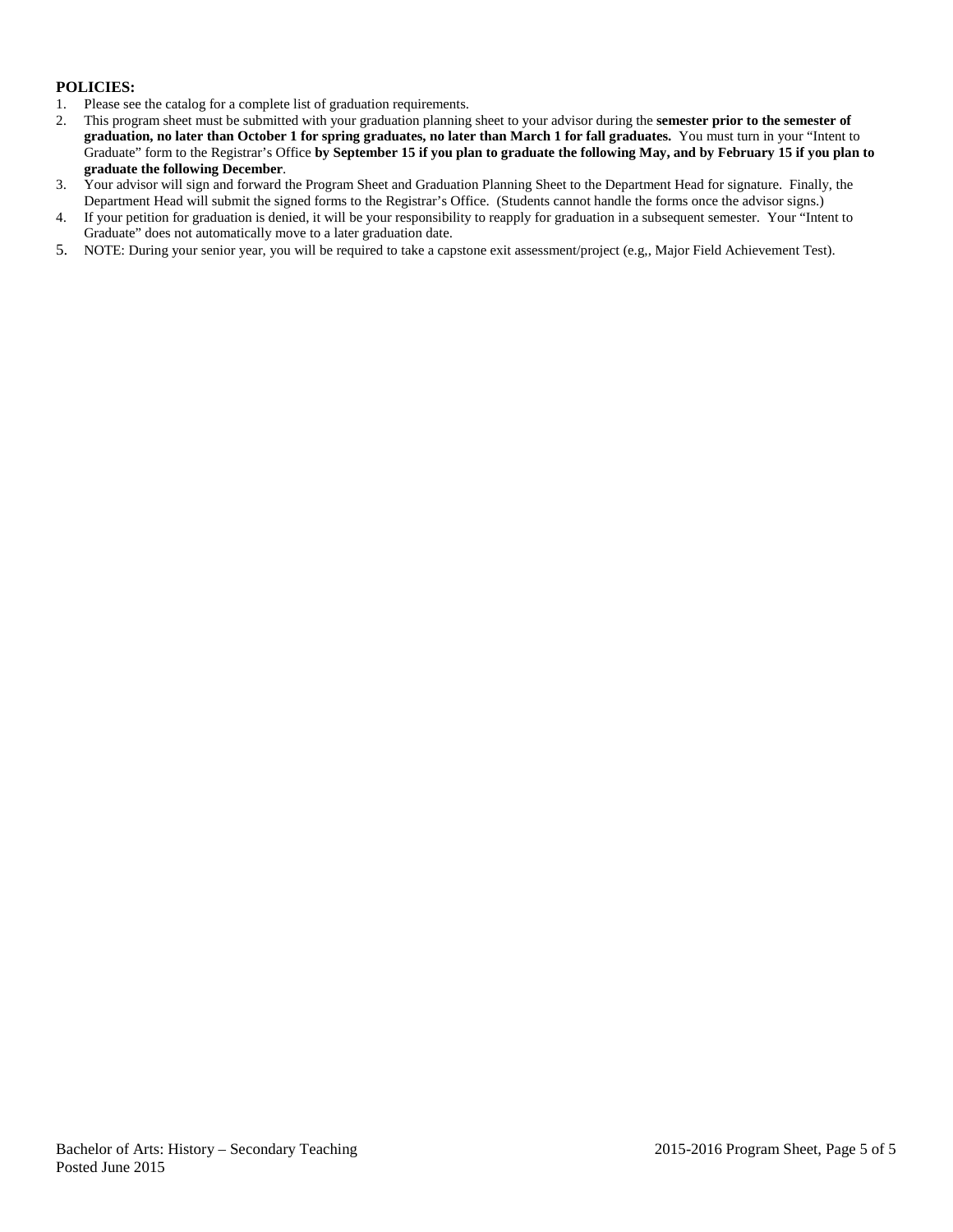**POLICIES:**

1. Please see the catalog for a complete list of graduation requirements.
2. This program sheet must be submitted with your graduation planning sheet to your advisor during the **semester prior to the semester of graduation, no later than October 1 for spring graduates, no later than March 1 for fall graduates.** You must turn in your "Intent to Graduate" form to the Registrar's Office **by September 15 if you plan to graduate the following May, and by February 15 if you plan to graduate the following December**.
3. Your advisor will sign and forward the Program Sheet and Graduation Planning Sheet to the Department Head for signature. Finally, the Department Head will submit the signed forms to the Registrar's Office. (Students cannot handle the forms once the advisor signs.)
4. If your petition for graduation is denied, it will be your responsibility to reapply for graduation in a subsequent semester. Your "Intent to Graduate" does not automatically move to a later graduation date.
5. NOTE: During your senior year, you will be required to take a capstone exit assessment/project (e.g,, Major Field Achievement Test).